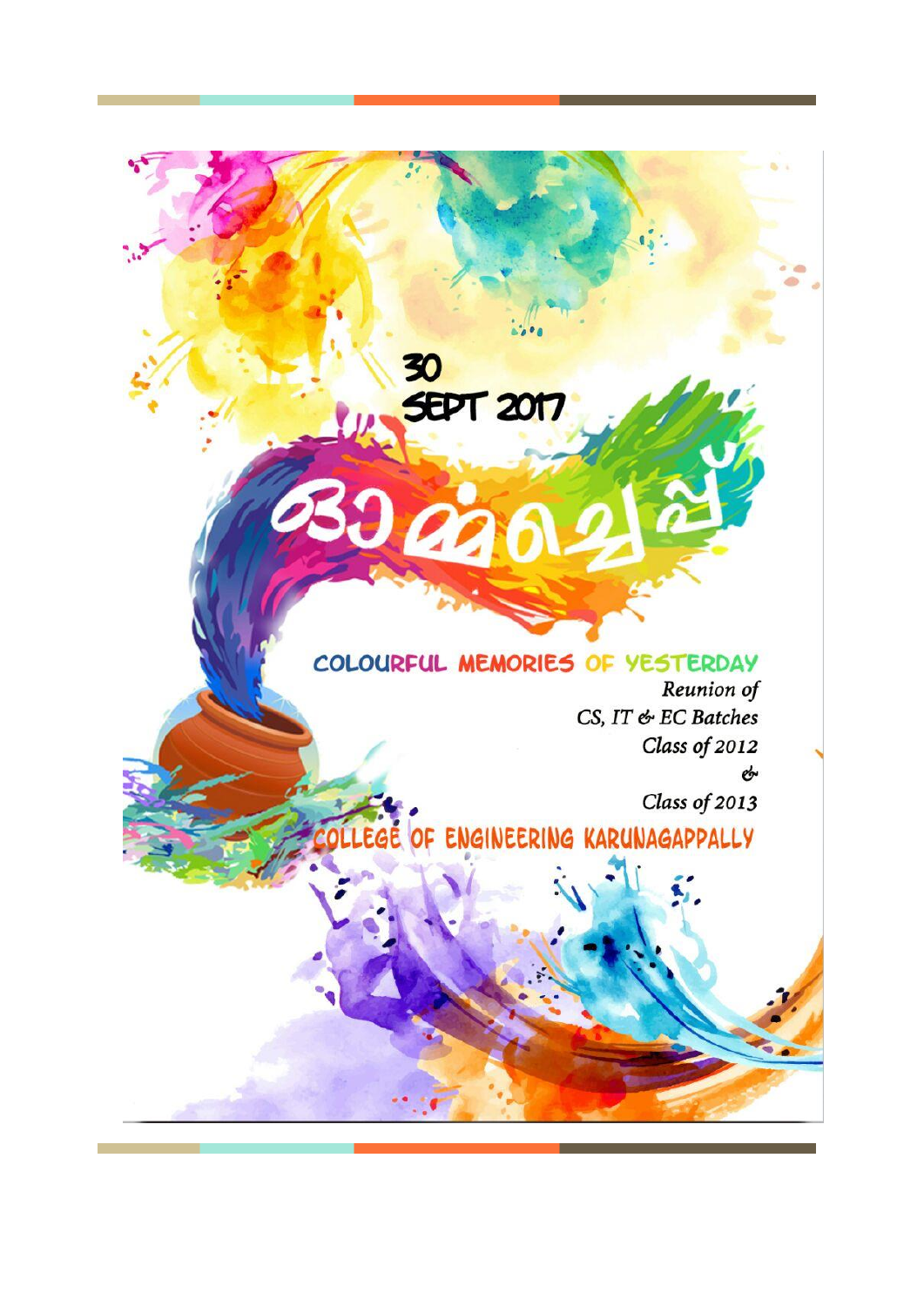30
SEPT 2017

ഓർമ്മച്ചെപ്പ്

# COLOURFUL MEMORIES OF YESTERDAY

*Reunion of*
*CS, IT & EC Batches*
*Class of 2012*
*&*
*Class of 2013*

## COLLEGE OF ENGINEERING KARUNAGAPPALLY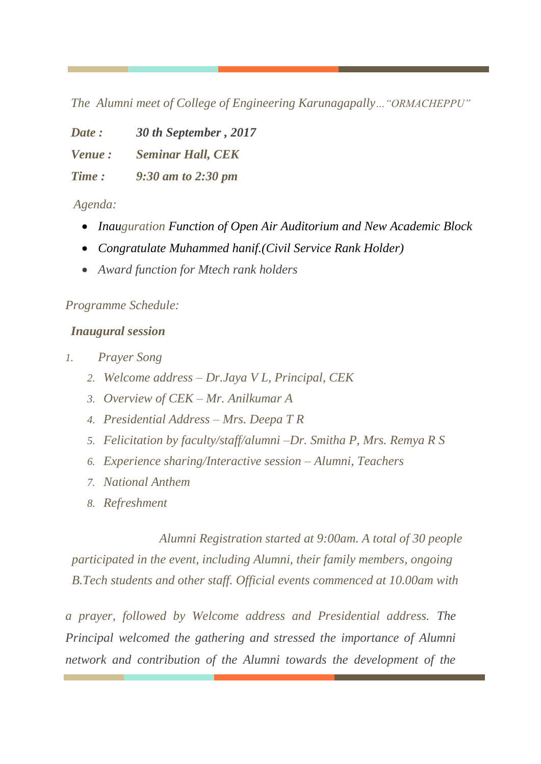*The Alumni meet of College of Engineering Karunagapally…"ORMACHEPPU"*

***Date :*** ***30 th September , 2017***

***Venue :*** ***Seminar Hall, CEK***

***Time :*** ***9:30 am to 2:30 pm***

*Agenda:*

- *Inauguration Function of Open Air Auditorium and New Academic Block*
- *Congratulate Muhammed hanif.(Civil Service Rank Holder)*
- *Award function for Mtech rank holders*

*Programme Schedule:*

***Inaugural session***

1. *Prayer Song*
2. *Welcome address – Dr.Jaya V L, Principal, CEK*
3. *Overview of CEK – Mr. Anilkumar A*
4. *Presidential Address – Mrs. Deepa T R*
5. *Felicitation by faculty/staff/alumni –Dr. Smitha P, Mrs. Remya R S*
6. *Experience sharing/Interactive session – Alumni, Teachers*
7. *National Anthem*
8. *Refreshment*

*Alumni Registration started at 9:00am. A total of 30 people participated in the event, including Alumni, their family members, ongoing B.Tech students and other staff. Official events commenced at 10.00am with a prayer, followed by Welcome address and Presidential address. The Principal welcomed the gathering and stressed the importance of Alumni network and contribution of the Alumni towards the development of the*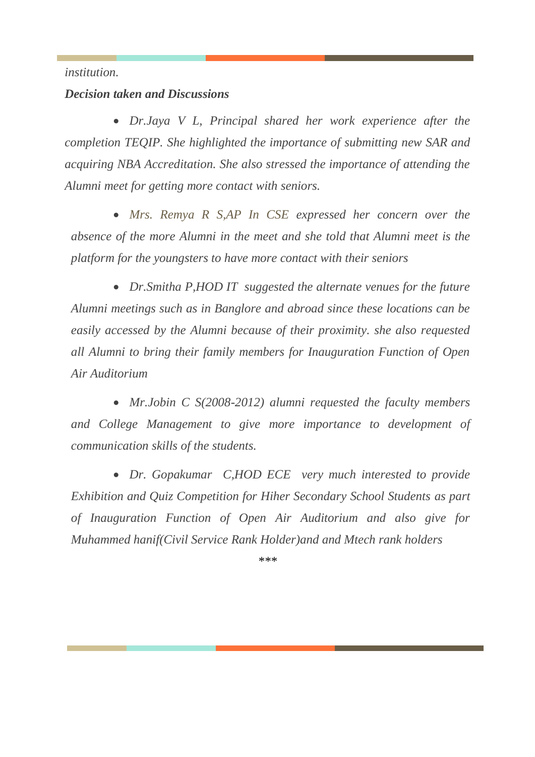*institution.*

***Decision taken and Discussions***

- *Dr.Jaya V L, Principal shared her work experience after the completion TEQIP. She highlighted the importance of submitting new SAR and acquiring NBA Accreditation. She also stressed the importance of attending the Alumni meet for getting more contact with seniors.*

- *Mrs. Remya R S,AP In CSE expressed her concern over the absence of the more Alumni in the meet and she told that Alumni meet is the platform for the youngsters to have more contact with their seniors*

- *Dr.Smitha P,HOD IT suggested the alternate venues for the future Alumni meetings such as in Banglore and abroad since these locations can be easily accessed by the Alumni because of their proximity. she also requested all Alumni to bring their family members for Inauguration Function of Open Air Auditorium*

- *Mr.Jobin C S(2008-2012) alumni requested the faculty members and College Management to give more importance to development of communication skills of the students.*

- *Dr. Gopakumar C,HOD ECE very much interested to provide Exhibition and Quiz Competition for Hiher Secondary School Students as part of Inauguration Function of Open Air Auditorium and also give for Muhammed hanif(Civil Service Rank Holder)and and Mtech rank holders*

\*\*\*